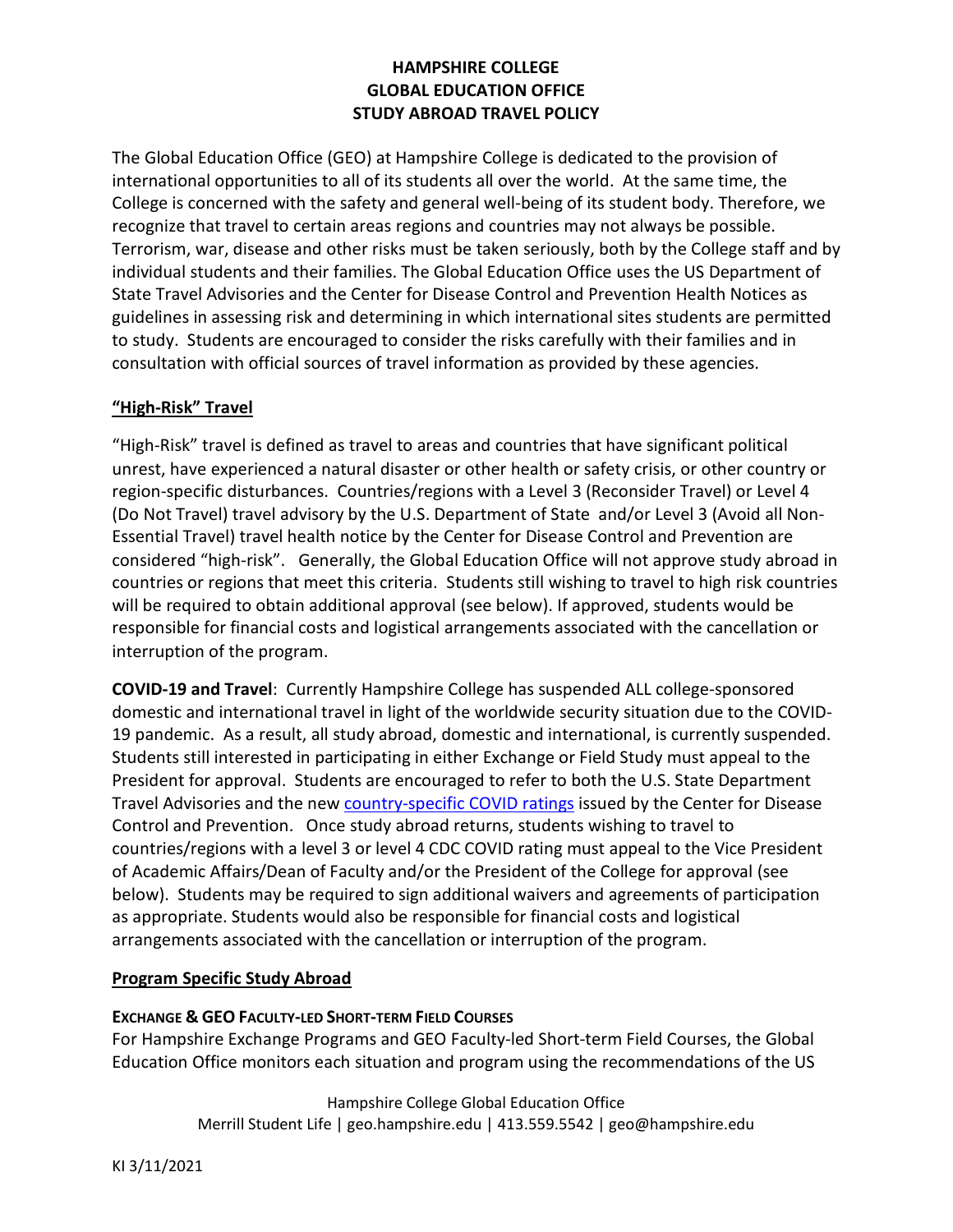# HAMPSHIRE COLLEGE
# GLOBAL EDUCATION OFFICE
# STUDY ABROAD TRAVEL POLICY

The Global Education Office (GEO) at Hampshire College is dedicated to the provision of international opportunities to all of its students all over the world. At the same time, the College is concerned with the safety and general well-being of its student body. Therefore, we recognize that travel to certain areas regions and countries may not always be possible. Terrorism, war, disease and other risks must be taken seriously, both by the College staff and by individual students and their families. The Global Education Office uses the US Department of State Travel Advisories and the Center for Disease Control and Prevention Health Notices as guidelines in assessing risk and determining in which international sites students are permitted to study. Students are encouraged to consider the risks carefully with their families and in consultation with official sources of travel information as provided by these agencies.

## "High-Risk" Travel

"High-Risk" travel is defined as travel to areas and countries that have significant political unrest, have experienced a natural disaster or other health or safety crisis, or other country or region-specific disturbances. Countries/regions with a Level 3 (Reconsider Travel) or Level 4 (Do Not Travel) travel advisory by the U.S. Department of State and/or Level 3 (Avoid all Non-Essential Travel) travel health notice by the Center for Disease Control and Prevention are considered "high-risk". Generally, the Global Education Office will not approve study abroad in countries or regions that meet this criteria. Students still wishing to travel to high risk countries will be required to obtain additional approval (see below). If approved, students would be responsible for financial costs and logistical arrangements associated with the cancellation or interruption of the program.

**COVID-19 and Travel**: Currently Hampshire College has suspended ALL college-sponsored domestic and international travel in light of the worldwide security situation due to the COVID-19 pandemic. As a result, all study abroad, domestic and international, is currently suspended. Students still interested in participating in either Exchange or Field Study must appeal to the President for approval. Students are encouraged to refer to both the U.S. State Department Travel Advisories and the new country-specific COVID ratings issued by the Center for Disease Control and Prevention. Once study abroad returns, students wishing to travel to countries/regions with a level 3 or level 4 CDC COVID rating must appeal to the Vice President of Academic Affairs/Dean of Faculty and/or the President of the College for approval (see below). Students may be required to sign additional waivers and agreements of participation as appropriate. Students would also be responsible for financial costs and logistical arrangements associated with the cancellation or interruption of the program.

## Program Specific Study Abroad

### EXCHANGE & GEO FACULTY-LED SHORT-TERM FIELD COURSES

For Hampshire Exchange Programs and GEO Faculty-led Short-term Field Courses, the Global Education Office monitors each situation and program using the recommendations of the US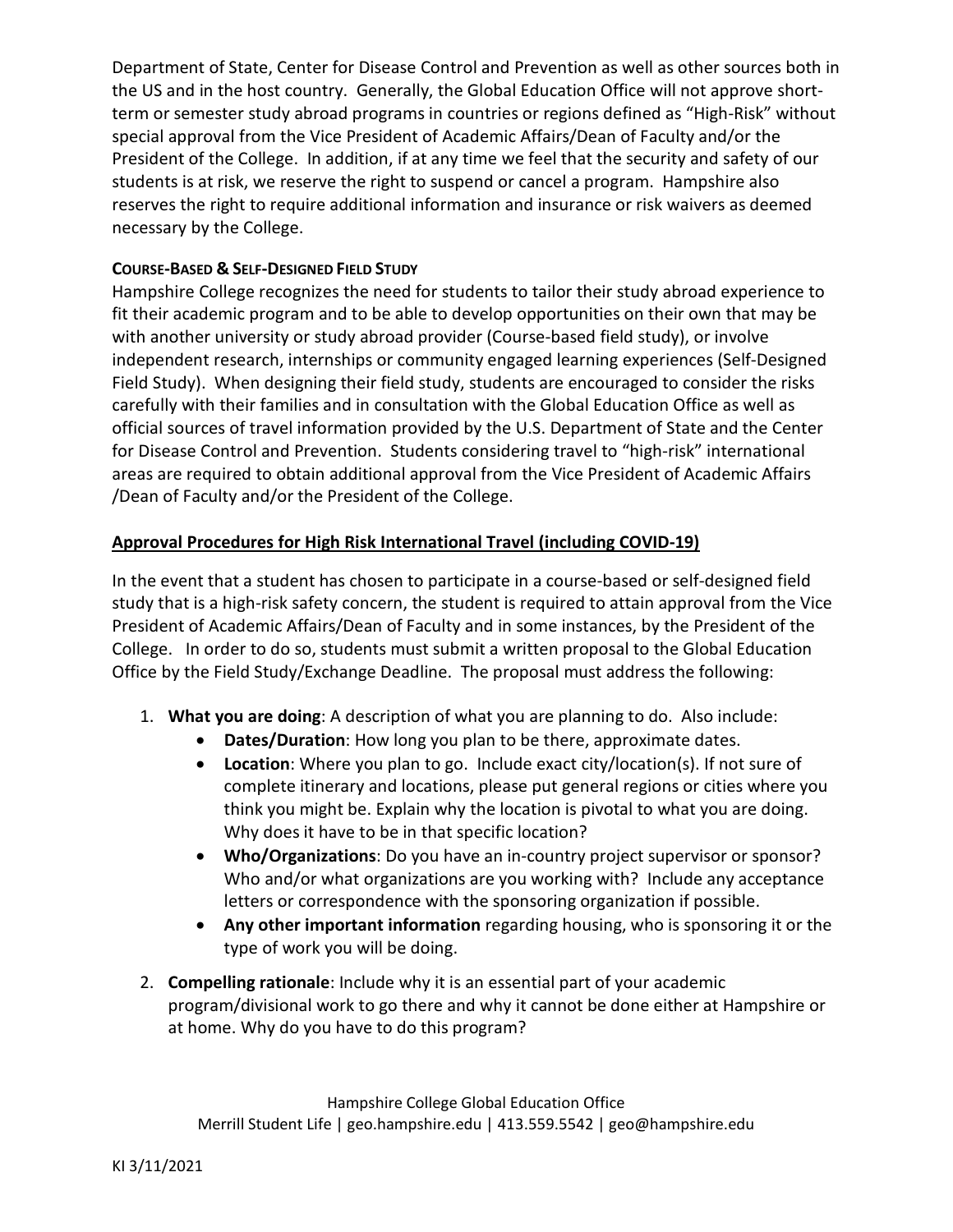Department of State, Center for Disease Control and Prevention as well as other sources both in the US and in the host country. Generally, the Global Education Office will not approve short-term or semester study abroad programs in countries or regions defined as "High-Risk" without special approval from the Vice President of Academic Affairs/Dean of Faculty and/or the President of the College. In addition, if at any time we feel that the security and safety of our students is at risk, we reserve the right to suspend or cancel a program. Hampshire also reserves the right to require additional information and insurance or risk waivers as deemed necessary by the College.

### COURSE-BASED & SELF-DESIGNED FIELD STUDY

Hampshire College recognizes the need for students to tailor their study abroad experience to fit their academic program and to be able to develop opportunities on their own that may be with another university or study abroad provider (Course-based field study), or involve independent research, internships or community engaged learning experiences (Self-Designed Field Study). When designing their field study, students are encouraged to consider the risks carefully with their families and in consultation with the Global Education Office as well as official sources of travel information provided by the U.S. Department of State and the Center for Disease Control and Prevention. Students considering travel to "high-risk" international areas are required to obtain additional approval from the Vice President of Academic Affairs /Dean of Faculty and/or the President of the College.

## Approval Procedures for High Risk International Travel (including COVID-19)

In the event that a student has chosen to participate in a course-based or self-designed field study that is a high-risk safety concern, the student is required to attain approval from the Vice President of Academic Affairs/Dean of Faculty and in some instances, by the President of the College. In order to do so, students must submit a written proposal to the Global Education Office by the Field Study/Exchange Deadline. The proposal must address the following:

1. **What you are doing**: A description of what you are planning to do. Also include:
   - **Dates/Duration**: How long you plan to be there, approximate dates.
   - **Location**: Where you plan to go. Include exact city/location(s). If not sure of complete itinerary and locations, please put general regions or cities where you think you might be. Explain why the location is pivotal to what you are doing. Why does it have to be in that specific location?
   - **Who/Organizations**: Do you have an in-country project supervisor or sponsor? Who and/or what organizations are you working with? Include any acceptance letters or correspondence with the sponsoring organization if possible.
   - **Any other important information** regarding housing, who is sponsoring it or the type of work you will be doing.
2. **Compelling rationale**: Include why it is an essential part of your academic program/divisional work to go there and why it cannot be done either at Hampshire or at home. Why do you have to do this program?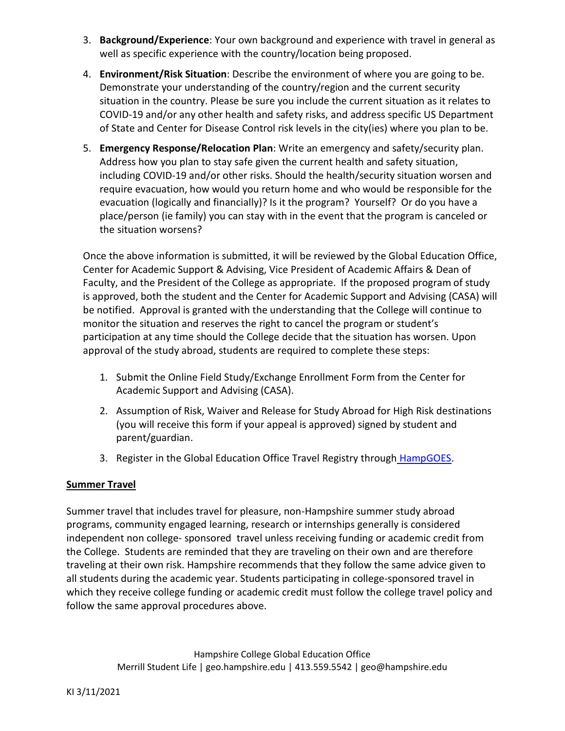3. **Background/Experience**: Your own background and experience with travel in general as well as specific experience with the country/location being proposed.
4. **Environment/Risk Situation**: Describe the environment of where you are going to be. Demonstrate your understanding of the country/region and the current security situation in the country. Please be sure you include the current situation as it relates to COVID-19 and/or any other health and safety risks, and address specific US Department of State and Center for Disease Control risk levels in the city(ies) where you plan to be.
5. **Emergency Response/Relocation Plan**: Write an emergency and safety/security plan. Address how you plan to stay safe given the current health and safety situation, including COVID-19 and/or other risks. Should the health/security situation worsen and require evacuation, how would you return home and who would be responsible for the evacuation (logically and financially)? Is it the program? Yourself? Or do you have a place/person (ie family) you can stay with in the event that the program is canceled or the situation worsens?

Once the above information is submitted, it will be reviewed by the Global Education Office, Center for Academic Support & Advising, Vice President of Academic Affairs & Dean of Faculty, and the President of the College as appropriate. If the proposed program of study is approved, both the student and the Center for Academic Support and Advising (CASA) will be notified. Approval is granted with the understanding that the College will continue to monitor the situation and reserves the right to cancel the program or student's participation at any time should the College decide that the situation has worsen. Upon approval of the study abroad, students are required to complete these steps:

1. Submit the Online Field Study/Exchange Enrollment Form from the Center for Academic Support and Advising (CASA).
2. Assumption of Risk, Waiver and Release for Study Abroad for High Risk destinations (you will receive this form if your appeal is approved) signed by student and parent/guardian.
3. Register in the Global Education Office Travel Registry through HampGOES.

## Summer Travel

Summer travel that includes travel for pleasure, non-Hampshire summer study abroad programs, community engaged learning, research or internships generally is considered independent non college- sponsored travel unless receiving funding or academic credit from the College. Students are reminded that they are traveling on their own and are therefore traveling at their own risk. Hampshire recommends that they follow the same advice given to all students during the academic year. Students participating in college-sponsored travel in which they receive college funding or academic credit must follow the college travel policy and follow the same approval procedures above.

Hampshire College Global Education Office
Merrill Student Life | geo.hampshire.edu | 413.559.5542 | geo@hampshire.edu

KI 3/11/2021